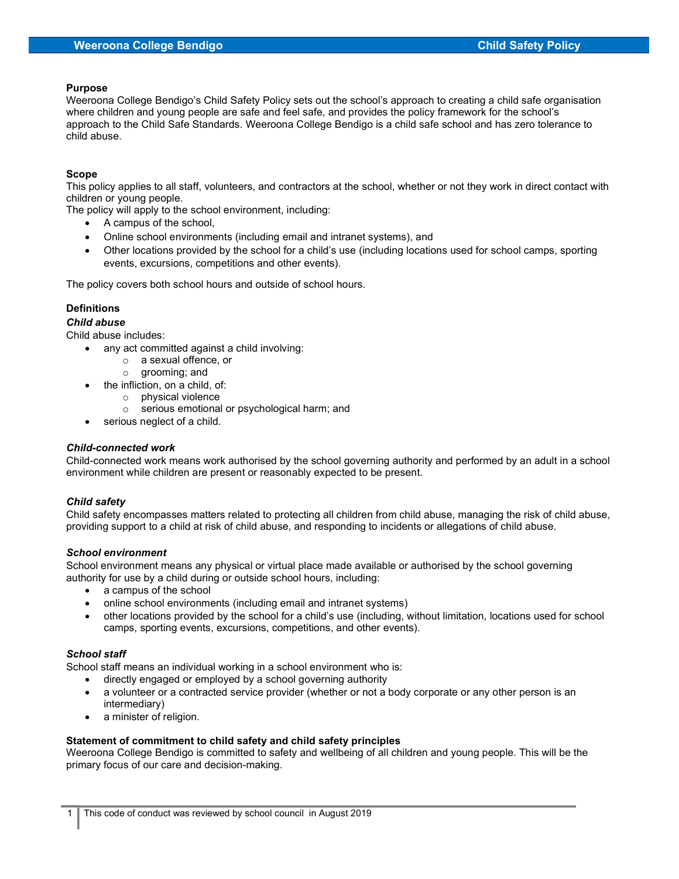### Purpose

Weeroona College Bendigo's Child Safety Policy sets out the school's approach to creating a child safe organisation where children and young people are safe and feel safe, and provides the policy framework for the school's approach to the Child Safe Standards. Weeroona College Bendigo is a child safe school and has zero tolerance to child abuse.

### Scope

This policy applies to all staff, volunteers, and contractors at the school, whether or not they work in direct contact with children or young people.

The policy will apply to the school environment, including:

- A campus of the school,
- Online school environments (including email and intranet systems), and
- Other locations provided by the school for a child's use (including locations used for school camps, sporting events, excursions, competitions and other events).

The policy covers both school hours and outside of school hours.

### Definitions

#### *Child abuse*

Child abuse includes:

- any act committed against a child involving:
  - a sexual offence, or
  - grooming; and
- the infliction, on a child, of:
  - physical violence
  - serious emotional or psychological harm; and
- serious neglect of a child.

#### *Child-connected work*

Child-connected work means work authorised by the school governing authority and performed by an adult in a school environment while children are present or reasonably expected to be present.

#### *Child safety*

Child safety encompasses matters related to protecting all children from child abuse, managing the risk of child abuse, providing support to a child at risk of child abuse, and responding to incidents or allegations of child abuse.

#### *School environment*

School environment means any physical or virtual place made available or authorised by the school governing authority for use by a child during or outside school hours, including:

- a campus of the school
- online school environments (including email and intranet systems)
- other locations provided by the school for a child's use (including, without limitation, locations used for school camps, sporting events, excursions, competitions, and other events).

#### *School staff*

School staff means an individual working in a school environment who is:

- directly engaged or employed by a school governing authority
- a volunteer or a contracted service provider (whether or not a body corporate or any other person is an intermediary)
- a minister of religion.

### Statement of commitment to child safety and child safety principles

Weeroona College Bendigo is committed to safety and wellbeing of all children and young people. This will be the primary focus of our care and decision-making.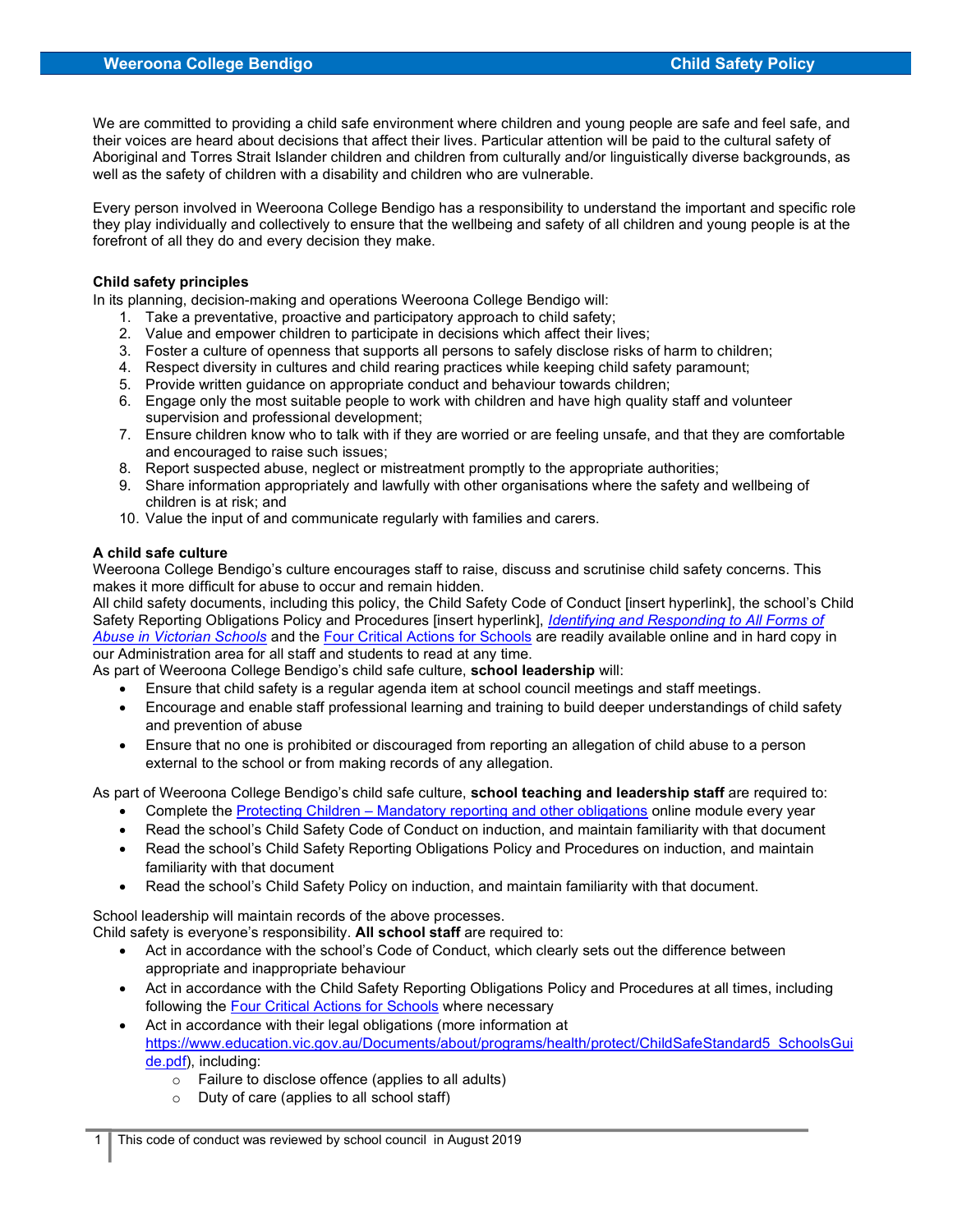We are committed to providing a child safe environment where children and young people are safe and feel safe, and their voices are heard about decisions that affect their lives. Particular attention will be paid to the cultural safety of Aboriginal and Torres Strait Islander children and children from culturally and/or linguistically diverse backgrounds, as well as the safety of children with a disability and children who are vulnerable.

Every person involved in Weeroona College Bendigo has a responsibility to understand the important and specific role they play individually and collectively to ensure that the wellbeing and safety of all children and young people is at the forefront of all they do and every decision they make.

**Child safety principles**

In its planning, decision-making and operations Weeroona College Bendigo will:

1. Take a preventative, proactive and participatory approach to child safety;
2. Value and empower children to participate in decisions which affect their lives;
3. Foster a culture of openness that supports all persons to safely disclose risks of harm to children;
4. Respect diversity in cultures and child rearing practices while keeping child safety paramount;
5. Provide written guidance on appropriate conduct and behaviour towards children;
6. Engage only the most suitable people to work with children and have high quality staff and volunteer supervision and professional development;
7. Ensure children know who to talk with if they are worried or are feeling unsafe, and that they are comfortable and encouraged to raise such issues;
8. Report suspected abuse, neglect or mistreatment promptly to the appropriate authorities;
9. Share information appropriately and lawfully with other organisations where the safety and wellbeing of children is at risk; and
10. Value the input of and communicate regularly with families and carers.

**A child safe culture**

Weeroona College Bendigo's culture encourages staff to raise, discuss and scrutinise child safety concerns. This makes it more difficult for abuse to occur and remain hidden.

All child safety documents, including this policy, the Child Safety Code of Conduct [insert hyperlink], the school's Child Safety Reporting Obligations Policy and Procedures [insert hyperlink], *Identifying and Responding to All Forms of Abuse in Victorian Schools* and the Four Critical Actions for Schools are readily available online and in hard copy in our Administration area for all staff and students to read at any time.

As part of Weeroona College Bendigo's child safe culture, **school leadership** will:

- Ensure that child safety is a regular agenda item at school council meetings and staff meetings.
- Encourage and enable staff professional learning and training to build deeper understandings of child safety and prevention of abuse
- Ensure that no one is prohibited or discouraged from reporting an allegation of child abuse to a person external to the school or from making records of any allegation.

As part of Weeroona College Bendigo's child safe culture, **school teaching and leadership staff** are required to:

- Complete the Protecting Children – Mandatory reporting and other obligations online module every year
- Read the school's Child Safety Code of Conduct on induction, and maintain familiarity with that document
- Read the school's Child Safety Reporting Obligations Policy and Procedures on induction, and maintain familiarity with that document
- Read the school's Child Safety Policy on induction, and maintain familiarity with that document.

School leadership will maintain records of the above processes.

Child safety is everyone's responsibility. **All school staff** are required to:

- Act in accordance with the school's Code of Conduct, which clearly sets out the difference between appropriate and inappropriate behaviour
- Act in accordance with the Child Safety Reporting Obligations Policy and Procedures at all times, including following the Four Critical Actions for Schools where necessary
- Act in accordance with their legal obligations (more information at https://www.education.vic.gov.au/Documents/about/programs/health/protect/ChildSafeStandard5_SchoolsGuide.pdf), including:
  - Failure to disclose offence (applies to all adults)
  - Duty of care (applies to all school staff)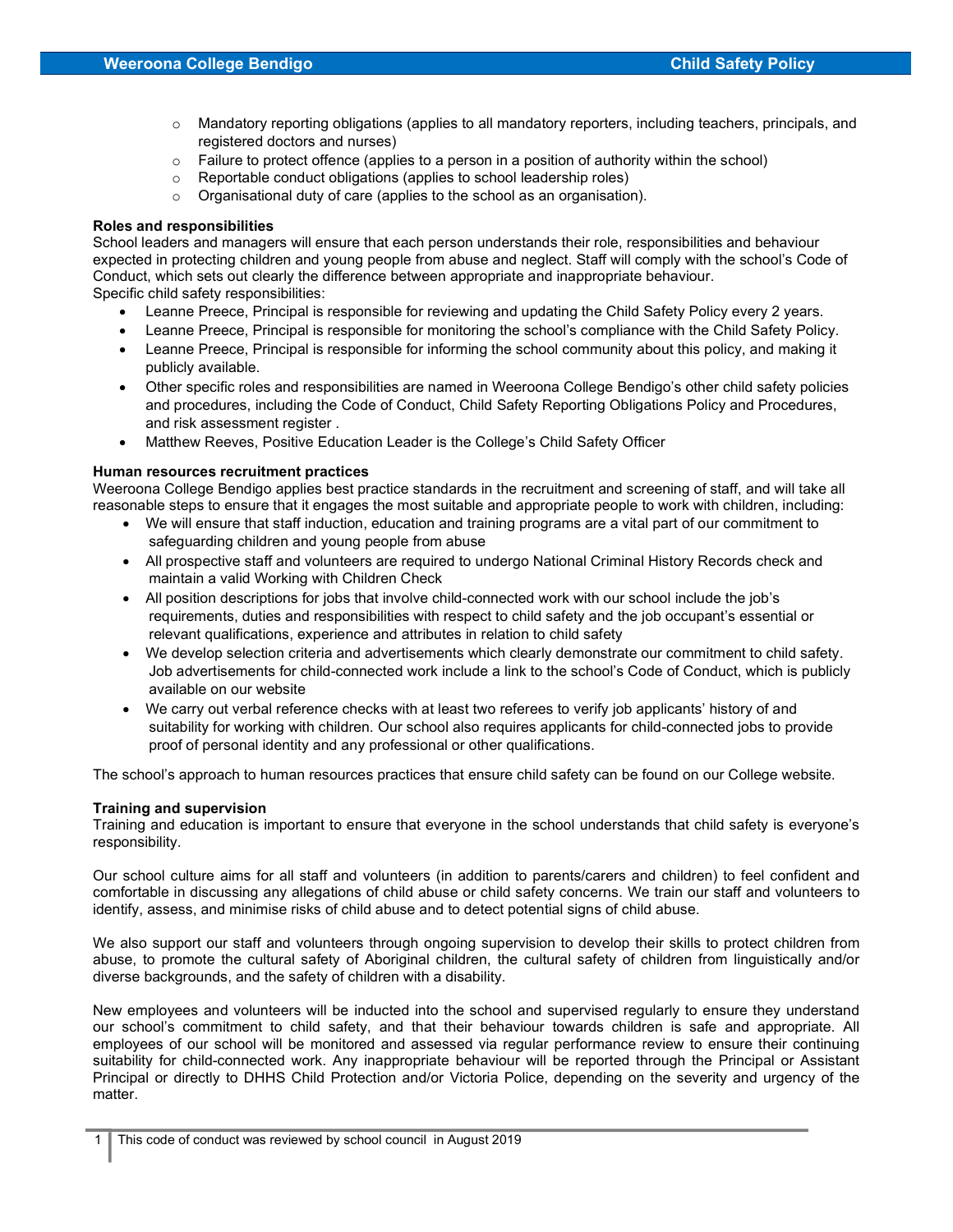- Mandatory reporting obligations (applies to all mandatory reporters, including teachers, principals, and registered doctors and nurses)
- Failure to protect offence (applies to a person in a position of authority within the school)
- Reportable conduct obligations (applies to school leadership roles)
- Organisational duty of care (applies to the school as an organisation).

**Roles and responsibilities**

School leaders and managers will ensure that each person understands their role, responsibilities and behaviour expected in protecting children and young people from abuse and neglect. Staff will comply with the school's Code of Conduct, which sets out clearly the difference between appropriate and inappropriate behaviour.

Specific child safety responsibilities:

- Leanne Preece, Principal is responsible for reviewing and updating the Child Safety Policy every 2 years.
- Leanne Preece, Principal is responsible for monitoring the school's compliance with the Child Safety Policy.
- Leanne Preece, Principal is responsible for informing the school community about this policy, and making it publicly available.
- Other specific roles and responsibilities are named in Weeroona College Bendigo's other child safety policies and procedures, including the Code of Conduct, Child Safety Reporting Obligations Policy and Procedures, and risk assessment register .
- Matthew Reeves, Positive Education Leader is the College's Child Safety Officer

**Human resources recruitment practices**

Weeroona College Bendigo applies best practice standards in the recruitment and screening of staff, and will take all reasonable steps to ensure that it engages the most suitable and appropriate people to work with children, including:

- We will ensure that staff induction, education and training programs are a vital part of our commitment to safeguarding children and young people from abuse
- All prospective staff and volunteers are required to undergo National Criminal History Records check and maintain a valid Working with Children Check
- All position descriptions for jobs that involve child-connected work with our school include the job's requirements, duties and responsibilities with respect to child safety and the job occupant's essential or relevant qualifications, experience and attributes in relation to child safety
- We develop selection criteria and advertisements which clearly demonstrate our commitment to child safety. Job advertisements for child-connected work include a link to the school's Code of Conduct, which is publicly available on our website
- We carry out verbal reference checks with at least two referees to verify job applicants' history of and suitability for working with children. Our school also requires applicants for child-connected jobs to provide proof of personal identity and any professional or other qualifications.

The school's approach to human resources practices that ensure child safety can be found on our College website.

**Training and supervision**

Training and education is important to ensure that everyone in the school understands that child safety is everyone's responsibility.

Our school culture aims for all staff and volunteers (in addition to parents/carers and children) to feel confident and comfortable in discussing any allegations of child abuse or child safety concerns. We train our staff and volunteers to identify, assess, and minimise risks of child abuse and to detect potential signs of child abuse.

We also support our staff and volunteers through ongoing supervision to develop their skills to protect children from abuse, to promote the cultural safety of Aboriginal children, the cultural safety of children from linguistically and/or diverse backgrounds, and the safety of children with a disability.

New employees and volunteers will be inducted into the school and supervised regularly to ensure they understand our school's commitment to child safety, and that their behaviour towards children is safe and appropriate. All employees of our school will be monitored and assessed via regular performance review to ensure their continuing suitability for child-connected work. Any inappropriate behaviour will be reported through the Principal or Assistant Principal or directly to DHHS Child Protection and/or Victoria Police, depending on the severity and urgency of the matter.

1 This code of conduct was reviewed by school council in August 2019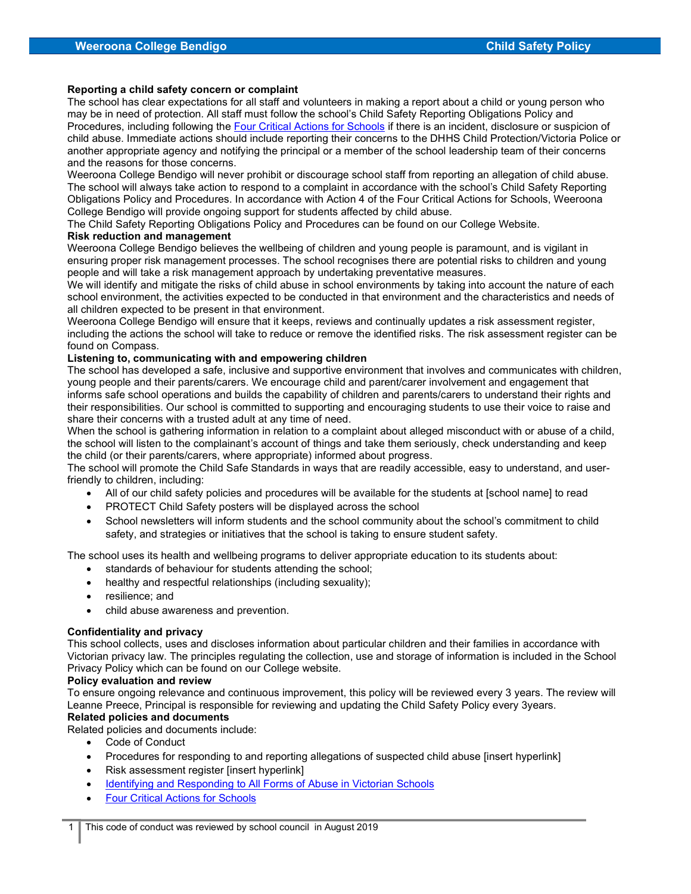### Reporting a child safety concern or complaint

The school has clear expectations for all staff and volunteers in making a report about a child or young person who may be in need of protection. All staff must follow the school's Child Safety Reporting Obligations Policy and Procedures, including following the [Four Critical Actions for Schools]() if there is an incident, disclosure or suspicion of child abuse. Immediate actions should include reporting their concerns to the DHHS Child Protection/Victoria Police or another appropriate agency and notifying the principal or a member of the school leadership team of their concerns and the reasons for those concerns.

Weeroona College Bendigo will never prohibit or discourage school staff from reporting an allegation of child abuse. The school will always take action to respond to a complaint in accordance with the school's Child Safety Reporting Obligations Policy and Procedures. In accordance with Action 4 of the Four Critical Actions for Schools, Weeroona College Bendigo will provide ongoing support for students affected by child abuse.

The Child Safety Reporting Obligations Policy and Procedures can be found on our College Website.

### Risk reduction and management

Weeroona College Bendigo believes the wellbeing of children and young people is paramount, and is vigilant in ensuring proper risk management processes. The school recognises there are potential risks to children and young people and will take a risk management approach by undertaking preventative measures.

We will identify and mitigate the risks of child abuse in school environments by taking into account the nature of each school environment, the activities expected to be conducted in that environment and the characteristics and needs of all children expected to be present in that environment.

Weeroona College Bendigo will ensure that it keeps, reviews and continually updates a risk assessment register, including the actions the school will take to reduce or remove the identified risks. The risk assessment register can be found on Compass.

### Listening to, communicating with and empowering children

The school has developed a safe, inclusive and supportive environment that involves and communicates with children, young people and their parents/carers. We encourage child and parent/carer involvement and engagement that informs safe school operations and builds the capability of children and parents/carers to understand their rights and their responsibilities. Our school is committed to supporting and encouraging students to use their voice to raise and share their concerns with a trusted adult at any time of need.

When the school is gathering information in relation to a complaint about alleged misconduct with or abuse of a child, the school will listen to the complainant's account of things and take them seriously, check understanding and keep the child (or their parents/carers, where appropriate) informed about progress.

The school will promote the Child Safe Standards in ways that are readily accessible, easy to understand, and user-friendly to children, including:

- All of our child safety policies and procedures will be available for the students at [school name] to read
- PROTECT Child Safety posters will be displayed across the school
- School newsletters will inform students and the school community about the school's commitment to child safety, and strategies or initiatives that the school is taking to ensure student safety.

The school uses its health and wellbeing programs to deliver appropriate education to its students about:

- standards of behaviour for students attending the school;
- healthy and respectful relationships (including sexuality);
- resilience; and
- child abuse awareness and prevention.

### Confidentiality and privacy

This school collects, uses and discloses information about particular children and their families in accordance with Victorian privacy law. The principles regulating the collection, use and storage of information is included in the School Privacy Policy which can be found on our College website.

### Policy evaluation and review

To ensure ongoing relevance and continuous improvement, this policy will be reviewed every 3 years. The review will Leanne Preece, Principal is responsible for reviewing and updating the Child Safety Policy every 3years.

### Related policies and documents

Related policies and documents include:

- Code of Conduct
- Procedures for responding to and reporting allegations of suspected child abuse [insert hyperlink]
- Risk assessment register [insert hyperlink]
- [Identifying and Responding to All Forms of Abuse in Victorian Schools]()
- [Four Critical Actions for Schools]()

1 This code of conduct was reviewed by school council in August 2019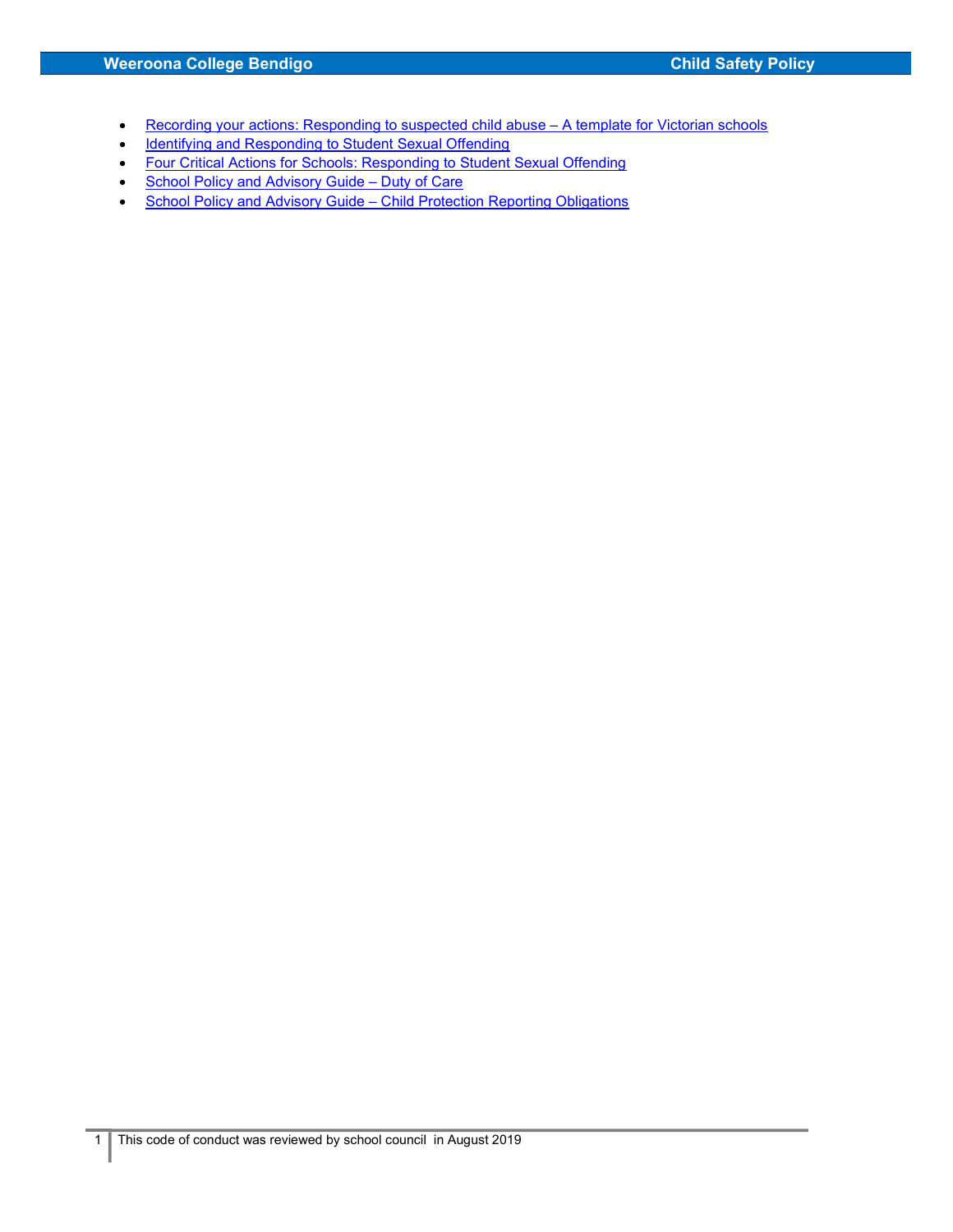- Recording your actions: Responding to suspected child abuse – A template for Victorian schools
- Identifying and Responding to Student Sexual Offending
- Four Critical Actions for Schools: Responding to Student Sexual Offending
- School Policy and Advisory Guide – Duty of Care
- School Policy and Advisory Guide – Child Protection Reporting Obligations